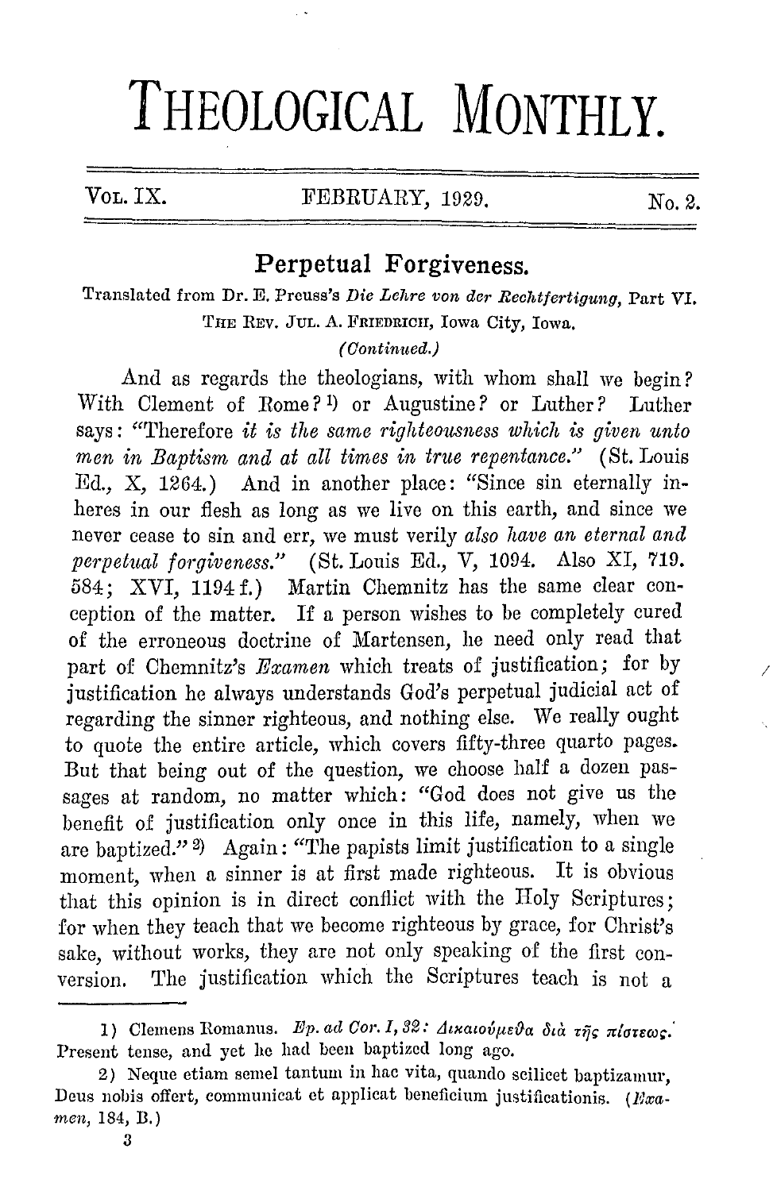# THEOLOGICAL MONTHLY.

VOL. IX. FEBRUARY, 1929. No. 2.

## Perpetual Forgiveness.

Translated from Dr. E. Preuss's *Die Lehre von der Rechtfertigung*, Part VI.
THE REV. JUL. A. FRIEDRICH, Iowa City, Iowa.

*(Continued.)*

And as regards the theologians, with whom shall we begin? With Clement of Rome? [1] or Augustine? or Luther? Luther says: "Therefore *it is the same righteousness which is given unto men in Baptism and at all times in true repentance.*" (St. Louis Ed., X, 1264.) And in another place: "Since sin eternally inheres in our flesh as long as we live on this earth, and since we never cease to sin and err, we must verily *also have an eternal and perpetual forgiveness.*" (St. Louis Ed., V, 1094. Also XI, 719. 584; XVI, 1194 f.) Martin Chemnitz has the same clear conception of the matter. If a person wishes to be completely cured of the erroneous doctrine of Martensen, he need only read that part of Chemnitz's *Examen* which treats of justification; for by justification he always understands God's perpetual judicial act of regarding the sinner righteous, and nothing else. We really ought to quote the entire article, which covers fifty-three quarto pages. But that being out of the question, we choose half a dozen passages at random, no matter which: "God does not give us the benefit of justification only once in this life, namely, when we are baptized." [2] Again: "The papists limit justification to a single moment, when a sinner is at first made righteous. It is obvious that this opinion is in direct conflict with the Holy Scriptures; for when they teach that we become righteous by grace, for Christ's sake, without works, they are not only speaking of the first conversion. The justification which the Scriptures teach is not a

---

1) Clemens Romanus. *Ep. ad Cor. I, 32: Δικαιούμεθα διὰ τῆς πίστεως.* Present tense, and yet he had been baptized long ago.

2) Neque etiam semel tantum in hac vita, quando scilicet baptizamur, Deus nobis offert, communicat et applicat beneficium justificationis. (*Examen*, 184, B.)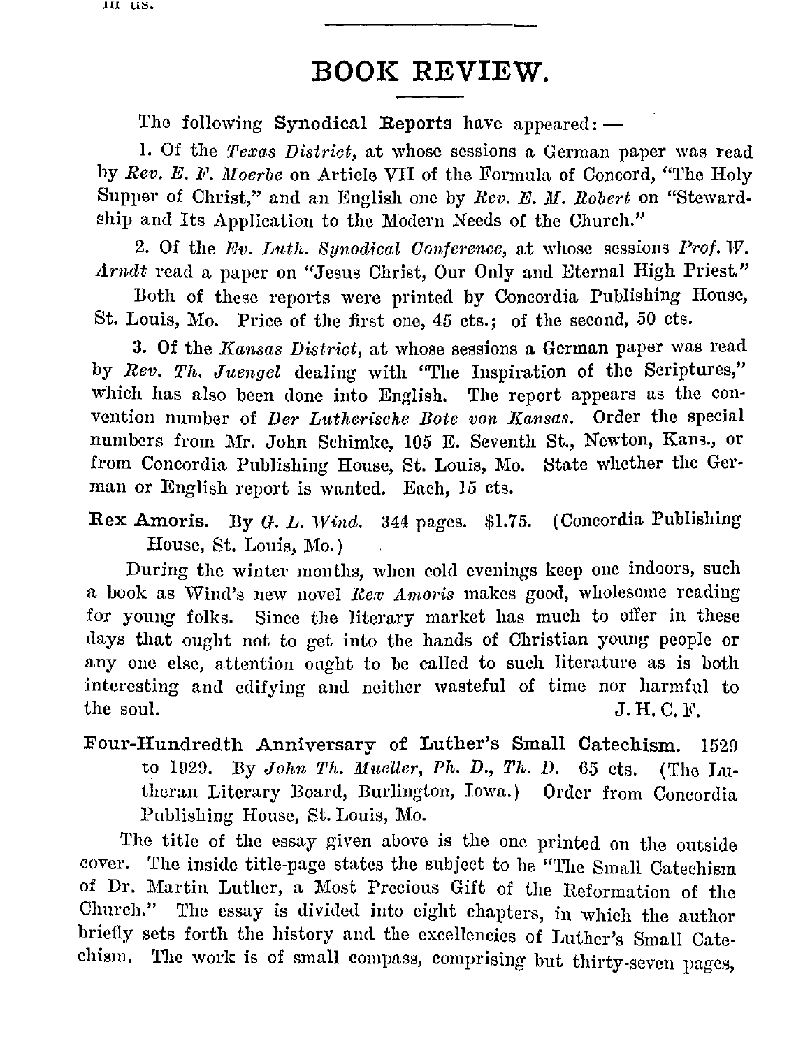in us.

# BOOK REVIEW.

The following **Synodical Reports** have appeared: —

1. Of the *Texas District*, at whose sessions a German paper was read by *Rev. E. F. Moerbe* on Article VII of the Formula of Concord, "The Holy Supper of Christ," and an English one by *Rev. E. M. Robert* on "Stewardship and Its Application to the Modern Needs of the Church."

2. Of the *Ev. Luth. Synodical Conference*, at whose sessions *Prof. W. Arndt* read a paper on "Jesus Christ, Our Only and Eternal High Priest."

Both of these reports were printed by Concordia Publishing House, St. Louis, Mo. Price of the first one, 45 cts.; of the second, 50 cts.

3. Of the *Kansas District*, at whose sessions a German paper was read by *Rev. Th. Juengel* dealing with "The Inspiration of the Scriptures," which has also been done into English. The report appears as the convention number of *Der Lutherische Bote von Kansas*. Order the special numbers from Mr. John Schimke, 105 E. Seventh St., Newton, Kans., or from Concordia Publishing House, St. Louis, Mo. State whether the German or English report is wanted. Each, 15 cts.

**Rex Amoris.** By *G. L. Wind.* 344 pages. $1.75. (Concordia Publishing House, St. Louis, Mo.)

During the winter months, when cold evenings keep one indoors, such a book as Wind's new novel *Rex Amoris* makes good, wholesome reading for young folks. Since the literary market has much to offer in these days that ought not to get into the hands of Christian young people or any one else, attention ought to be called to such literature as is both interesting and edifying and neither wasteful of time nor harmful to the soul. J. H. C. F.

**Four-Hundredth Anniversary of Luther's Small Catechism.** 1529 to 1929. By *John Th. Mueller, Ph. D., Th. D.* 65 cts. (The Lutheran Literary Board, Burlington, Iowa.) Order from Concordia Publishing House, St. Louis, Mo.

The title of the essay given above is the one printed on the outside cover. The inside title-page states the subject to be "The Small Catechism of Dr. Martin Luther, a Most Precious Gift of the Reformation of the Church." The essay is divided into eight chapters, in which the author briefly sets forth the history and the excellencies of Luther's Small Catechism. The work is of small compass, comprising but thirty-seven pages,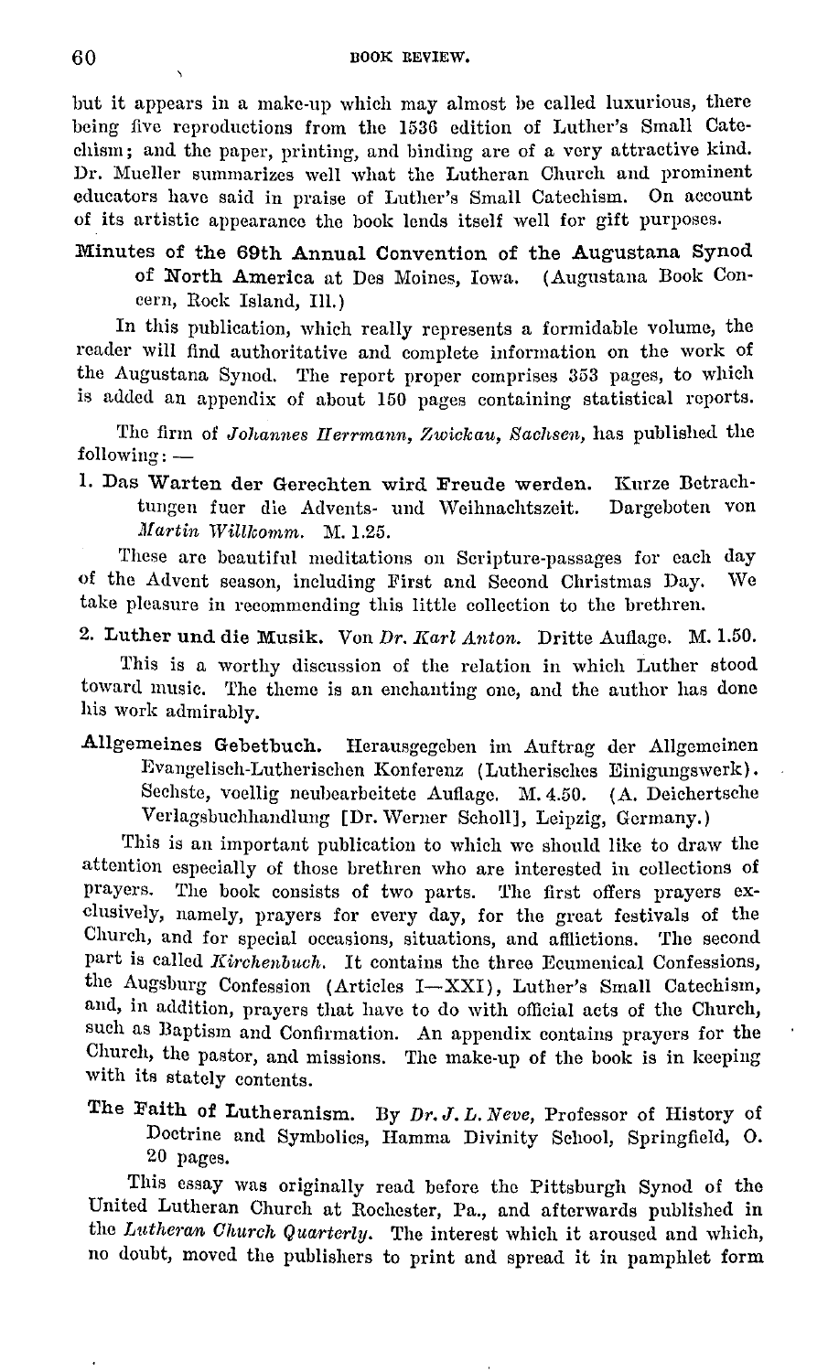but it appears in a make-up which may almost be called luxurious, there being five reproductions from the 1536 edition of Luther's Small Catechism; and the paper, printing, and binding are of a very attractive kind. Dr. Mueller summarizes well what the Lutheran Church and prominent educators have said in praise of Luther's Small Catechism. On account of its artistic appearance the book lends itself well for gift purposes.

**Minutes of the 69th Annual Convention of the Augustana Synod of North America** at Des Moines, Iowa. (Augustana Book Concern, Rock Island, Ill.)

In this publication, which really represents a formidable volume, the reader will find authoritative and complete information on the work of the Augustana Synod. The report proper comprises 353 pages, to which is added an appendix of about 150 pages containing statistical reports.

The firm of *Johannes Herrmann, Zwickau, Sachsen,* has published the following: —

1. **Das Warten der Gerechten wird Freude werden.** Kurze Betrachtungen fuer die Advents- und Weihnachtszeit. Dargeboten von *Martin Willkomm.* M. 1.25.

These are beautiful meditations on Scripture-passages for each day of the Advent season, including First and Second Christmas Day. We take pleasure in recommending this little collection to the brethren.

2. **Luther und die Musik.** Von *Dr. Karl Anton.* Dritte Auflage. M. 1.50.

This is a worthy discussion of the relation in which Luther stood toward music. The theme is an enchanting one, and the author has done his work admirably.

**Allgemeines Gebetbuch.** Herausgegeben im Auftrag der Allgemeinen Evangelisch-Lutherischen Konferenz (Lutherisches Einigungswerk). Sechste, voellig neubearbeitete Auflage. M. 4.50. (A. Deichertsche Verlagsbuchhandlung [Dr. Werner Scholl], Leipzig, Germany.)

This is an important publication to which we should like to draw the attention especially of those brethren who are interested in collections of prayers. The book consists of two parts. The first offers prayers exclusively, namely, prayers for every day, for the great festivals of the Church, and for special occasions, situations, and afflictions. The second part is called *Kirchenbuch.* It contains the three Ecumenical Confessions, the Augsburg Confession (Articles I—XXI), Luther's Small Catechism, and, in addition, prayers that have to do with official acts of the Church, such as Baptism and Confirmation. An appendix contains prayers for the Church, the pastor, and missions. The make-up of the book is in keeping with its stately contents.

**The Faith of Lutheranism.** By *Dr. J. L. Neve,* Professor of History of Doctrine and Symbolics, Hamma Divinity School, Springfield, O. 20 pages.

This essay was originally read before the Pittsburgh Synod of the United Lutheran Church at Rochester, Pa., and afterwards published in the *Lutheran Church Quarterly.* The interest which it aroused and which, no doubt, moved the publishers to print and spread it in pamphlet form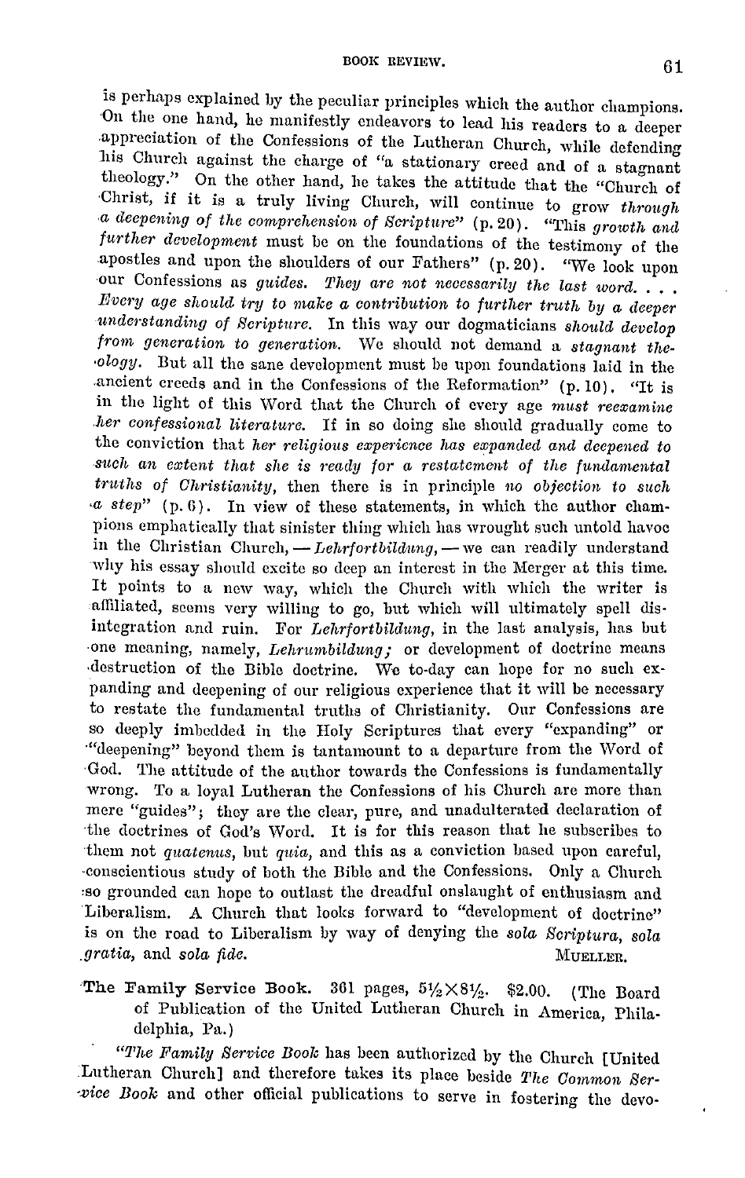is perhaps explained by the peculiar principles which the author champions. On the one hand, he manifestly endeavors to lead his readers to a deeper appreciation of the Confessions of the Lutheran Church, while defending his Church against the charge of "a stationary creed and of a stagnant theology." On the other hand, he takes the attitude that the "Church of Christ, if it is a truly living Church, will continue to grow *through a deepening of the comprehension of Scripture*" (p. 20). "This *growth and further development* must be on the foundations of the testimony of the apostles and upon the shoulders of our Fathers" (p. 20). "We look upon our Confessions as *guides. They are not necessarily the last word. . . . Every age should try to make a contribution to further truth by a deeper understanding of Scripture.* In this way our dogmaticians *should develop from generation to generation.* We should not demand a *stagnant theology.* But all the sane development must be upon foundations laid in the ancient creeds and in the Confessions of the Reformation" (p. 10). "It is in the light of this Word that the Church of every age *must reexamine her confessional literature.* If in so doing she should gradually come to the conviction that *her religious experience has expanded and deepened to such an extent that she is ready for a restatement of the fundamental truths of Christianity,* then there is in principle *no objection to such a step*" (p. 6). In view of these statements, in which the author champions emphatically that sinister thing which has wrought such untold havoc in the Christian Church, — *Lehrfortbildung,* — we can readily understand why his essay should excite so deep an interest in the Merger at this time. It points to a new way, which the Church with which the writer is affiliated, seems very willing to go, but which will ultimately spell disintegration and ruin. For *Lehrfortbildung,* in the last analysis, has but one meaning, namely, *Lehrumbildung;* or development of doctrine means destruction of the Bible doctrine. We to-day can hope for no such expanding and deepening of our religious experience that it will be necessary to restate the fundamental truths of Christianity. Our Confessions are so deeply imbedded in the Holy Scriptures that every "expanding" or "deepening" beyond them is tantamount to a departure from the Word of God. The attitude of the author towards the Confessions is fundamentally wrong. To a loyal Lutheran the Confessions of his Church are more than mere "guides"; they are the clear, pure, and unadulterated declaration of the doctrines of God's Word. It is for this reason that he subscribes to them not *quatenus,* but *quia,* and this as a conviction based upon careful, conscientious study of both the Bible and the Confessions. Only a Church so grounded can hope to outlast the dreadful onslaught of enthusiasm and Liberalism. A Church that looks forward to "development of doctrine" is on the road to Liberalism by way of denying the *sola Scriptura, sola gratia,* and *sola fide.*

MUELLER.

**The Family Service Book.** 361 pages, $5\frac{1}{2} \times 8\frac{1}{2}$. $2.00. (The Board of Publication of the United Lutheran Church in America, Philadelphia, Pa.)

"*The Family Service Book* has been authorized by the Church [United Lutheran Church] and therefore takes its place beside *The Common Service Book* and other official publications to serve in fostering the devo-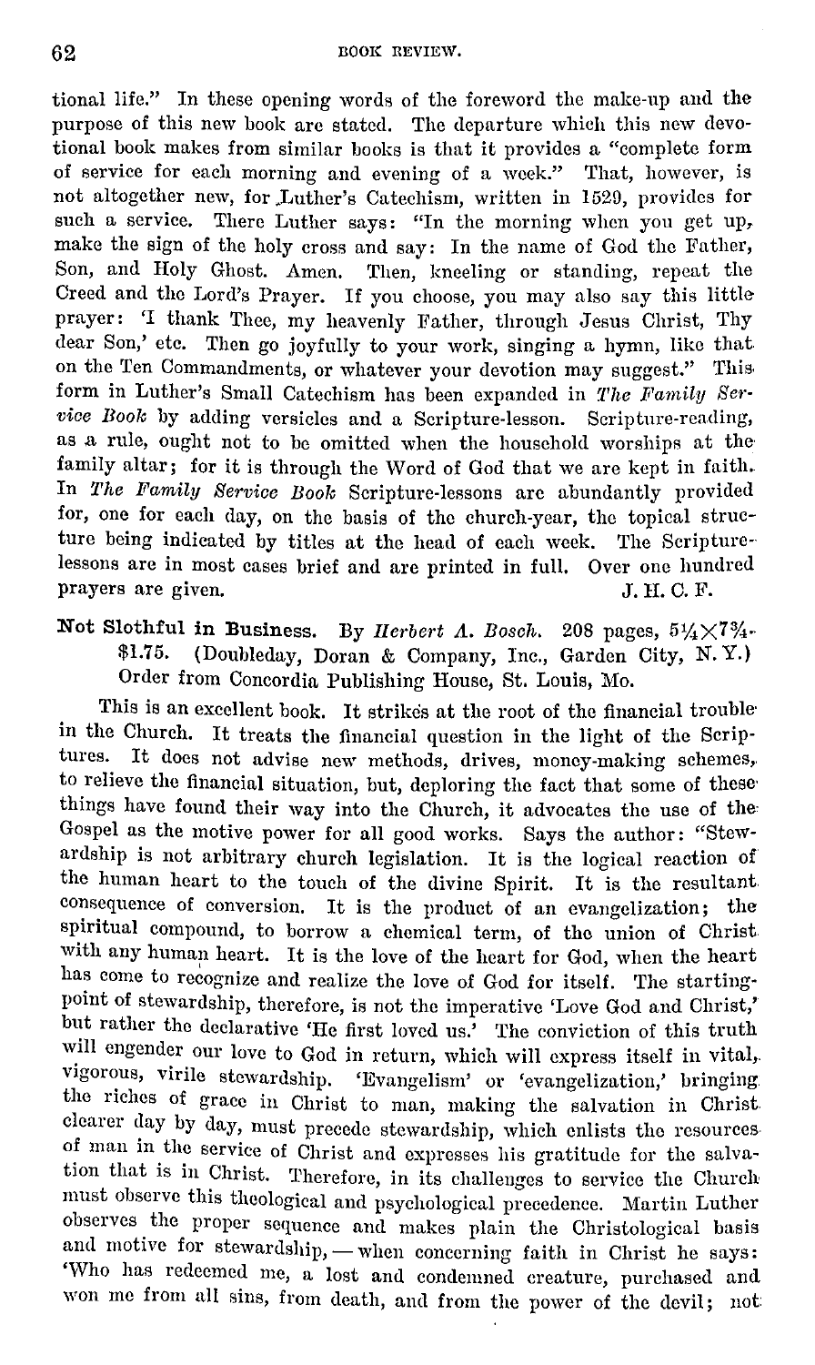tional life." In these opening words of the foreword the make-up and the purpose of this new book are stated. The departure which this new devotional book makes from similar books is that it provides a "complete form of service for each morning and evening of a week." That, however, is not altogether new, for Luther's Catechism, written in 1529, provides for such a service. There Luther says: "In the morning when you get up, make the sign of the holy cross and say: In the name of God the Father, Son, and Holy Ghost. Amen. Then, kneeling or standing, repeat the Creed and the Lord's Prayer. If you choose, you may also say this little prayer: 'I thank Thee, my heavenly Father, through Jesus Christ, Thy dear Son,' etc. Then go joyfully to your work, singing a hymn, like that on the Ten Commandments, or whatever your devotion may suggest." This form in Luther's Small Catechism has been expanded in *The Family Service Book* by adding versicles and a Scripture-lesson. Scripture-reading, as a rule, ought not to be omitted when the household worships at the family altar; for it is through the Word of God that we are kept in faith. In *The Family Service Book* Scripture-lessons are abundantly provided for, one for each day, on the basis of the church-year, the topical structure being indicated by titles at the head of each week. The Scripture-lessons are in most cases brief and are printed in full. Over one hundred prayers are given. J. H. C. F.

**Not Slothful in Business.** By *Herbert A. Bosch.* 208 pages, 5¼×7¾. $1.75. (Doubleday, Doran & Company, Inc., Garden City, N. Y.) Order from Concordia Publishing House, St. Louis, Mo.

This is an excellent book. It strikes at the root of the financial trouble in the Church. It treats the financial question in the light of the Scriptures. It does not advise new methods, drives, money-making schemes, to relieve the financial situation, but, deploring the fact that some of these things have found their way into the Church, it advocates the use of the Gospel as the motive power for all good works. Says the author: "Stewardship is not arbitrary church legislation. It is the logical reaction of the human heart to the touch of the divine Spirit. It is the resultant consequence of conversion. It is the product of an evangelization; the spiritual compound, to borrow a chemical term, of the union of Christ with any human heart. It is the love of the heart for God, when the heart has come to recognize and realize the love of God for itself. The starting-point of stewardship, therefore, is not the imperative 'Love God and Christ,' but rather the declarative 'He first loved us.' The conviction of this truth will engender our love to God in return, which will express itself in vital, vigorous, virile stewardship. 'Evangelism' or 'evangelization,' bringing the riches of grace in Christ to man, making the salvation in Christ clearer day by day, must precede stewardship, which enlists the resources of man in the service of Christ and expresses his gratitude for the salvation that is in Christ. Therefore, in its challenges to service the Church must observe this theological and psychological precedence. Martin Luther observes the proper sequence and makes plain the Christological basis and motive for stewardship, — when concerning faith in Christ he says: 'Who has redeemed me, a lost and condemned creature, purchased and won me from all sins, from death, and from the power of the devil; not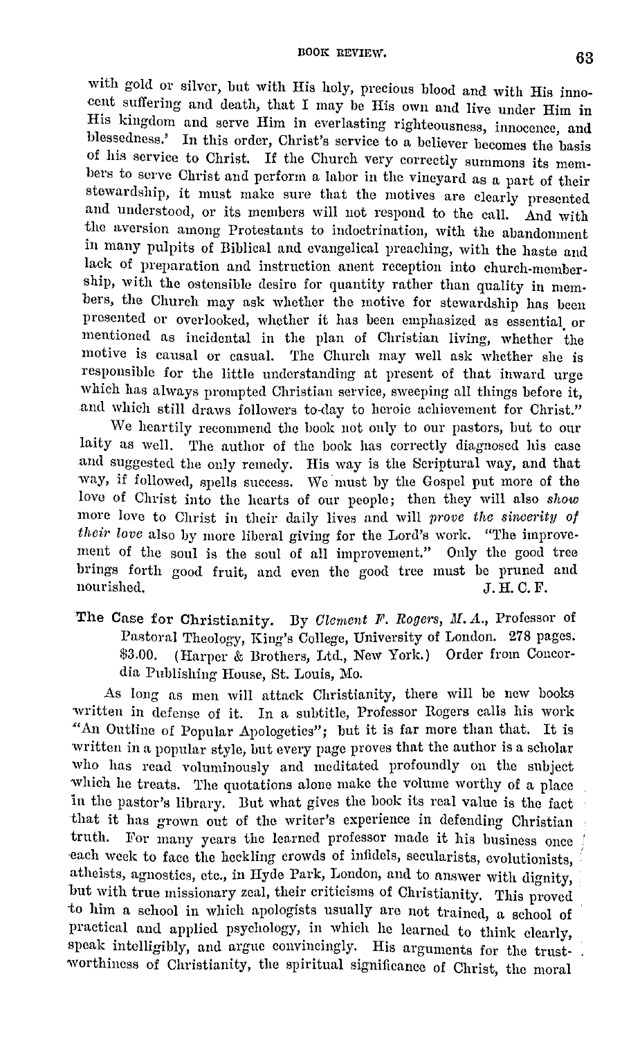with gold or silver, but with His holy, precious blood and with His innocent suffering and death, that I may be His own and live under Him in His kingdom and serve Him in everlasting righteousness, innocence, and blessedness.' In this order, Christ's service to a believer becomes the basis of his service to Christ. If the Church very correctly summons its members to serve Christ and perform a labor in the vineyard as a part of their stewardship, it must make sure that the motives are clearly presented and understood, or its members will not respond to the call. And with the aversion among Protestants to indoctrination, with the abandonment in many pulpits of Biblical and evangelical preaching, with the haste and lack of preparation and instruction anent reception into church-membership, with the ostensible desire for quantity rather than quality in members, the Church may ask whether the motive for stewardship has been presented or overlooked, whether it has been emphasized as essential or mentioned as incidental in the plan of Christian living, whether the motive is causal or casual. The Church may well ask whether she is responsible for the little understanding at present of that inward urge which has always prompted Christian service, sweeping all things before it, and which still draws followers to-day to heroic achievement for Christ."

We heartily recommend the book not only to our pastors, but to our laity as well. The author of the book has correctly diagnosed his case and suggested the only remedy. His way is the Scriptural way, and that way, if followed, spells success. We must by the Gospel put more of the love of Christ into the hearts of our people; then they will also *show* more love to Christ in their daily lives and will *prove the sincerity of their love* also by more liberal giving for the Lord's work. "The improvement of the soul is the soul of all improvement." Only the good tree brings forth good fruit, and even the good tree must be pruned and nourished.

J. H. C. F.

**The Case for Christianity.** By *Clement F. Rogers, M. A.*, Professor of Pastoral Theology, King's College, University of London. 278 pages. $3.00. (Harper & Brothers, Ltd., New York.) Order from Concordia Publishing House, St. Louis, Mo.

As long as men will attack Christianity, there will be new books written in defense of it. In a subtitle, Professor Rogers calls his work "An Outline of Popular Apologetics"; but it is far more than that. It is written in a popular style, but every page proves that the author is a scholar who has read voluminously and meditated profoundly on the subject which he treats. The quotations alone make the volume worthy of a place in the pastor's library. But what gives the book its real value is the fact that it has grown out of the writer's experience in defending Christian truth. For many years the learned professor made it his business once each week to face the heckling crowds of infidels, secularists, evolutionists, atheists, agnostics, etc., in Hyde Park, London, and to answer with dignity, but with true missionary zeal, their criticisms of Christianity. This proved to him a school in which apologists usually are not trained, a school of practical and applied psychology, in which he learned to think clearly, speak intelligibly, and argue convincingly. His arguments for the trustworthiness of Christianity, the spiritual significance of Christ, the moral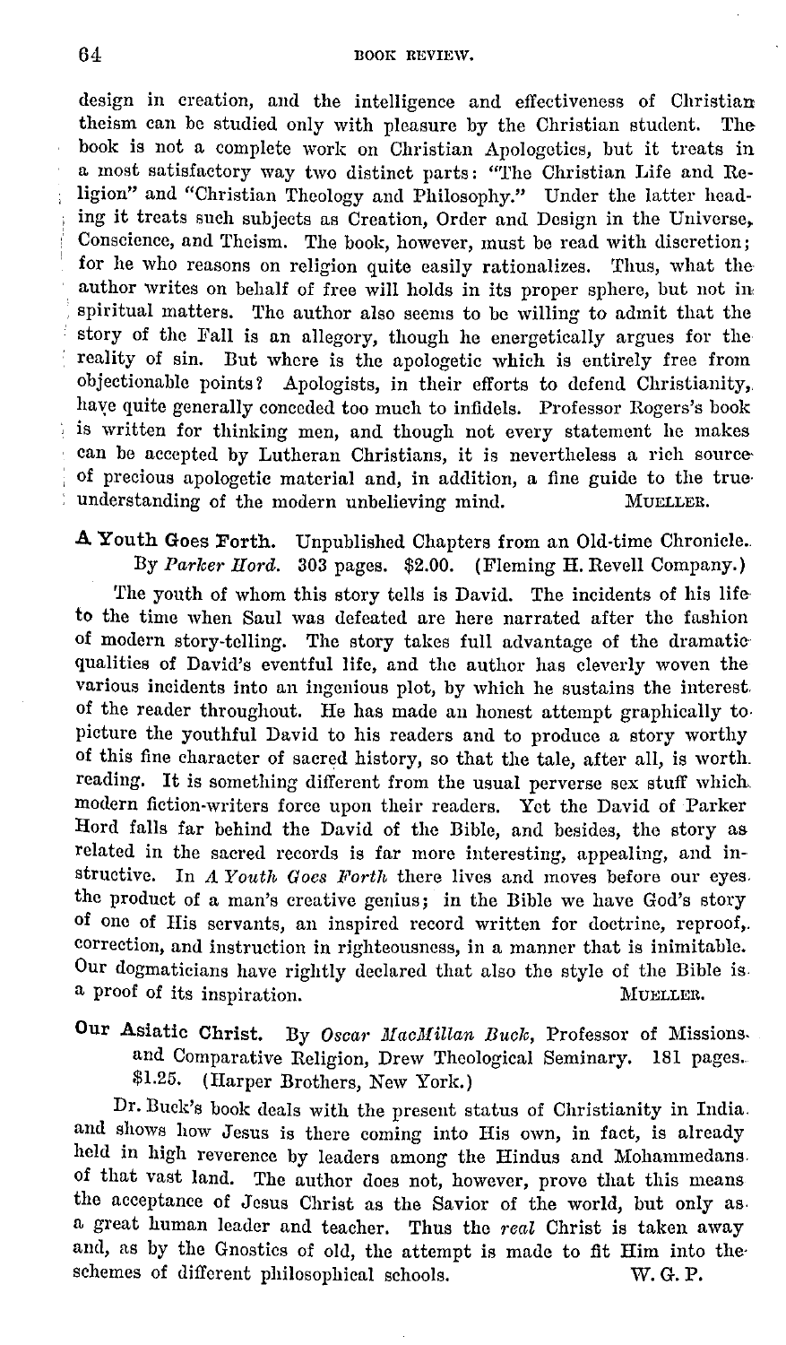design in creation, and the intelligence and effectiveness of Christian theism can be studied only with pleasure by the Christian student. The book is not a complete work on Christian Apologetics, but it treats in a most satisfactory way two distinct parts: "The Christian Life and Religion" and "Christian Theology and Philosophy." Under the latter heading it treats such subjects as Creation, Order and Design in the Universe, Conscience, and Theism. The book, however, must be read with discretion; for he who reasons on religion quite easily rationalizes. Thus, what the author writes on behalf of free will holds in its proper sphere, but not in spiritual matters. The author also seems to be willing to admit that the story of the Fall is an allegory, though he energetically argues for the reality of sin. But where is the apologetic which is entirely free from objectionable points? Apologists, in their efforts to defend Christianity, have quite generally conceded too much to infidels. Professor Rogers's book is written for thinking men, and though not every statement he makes can be accepted by Lutheran Christians, it is nevertheless a rich source of precious apologetic material and, in addition, a fine guide to the true understanding of the modern unbelieving mind. MUELLER.

**A Youth Goes Forth.** Unpublished Chapters from an Old-time Chronicle. By *Parker Hord.* 303 pages. $2.00. (Fleming H. Revell Company.)

The youth of whom this story tells is David. The incidents of his life to the time when Saul was defeated are here narrated after the fashion of modern story-telling. The story takes full advantage of the dramatic qualities of David's eventful life, and the author has cleverly woven the various incidents into an ingenious plot, by which he sustains the interest of the reader throughout. He has made an honest attempt graphically to picture the youthful David to his readers and to produce a story worthy of this fine character of sacred history, so that the tale, after all, is worth reading. It is something different from the usual perverse sex stuff which modern fiction-writers force upon their readers. Yet the David of Parker Hord falls far behind the David of the Bible, and besides, the story as related in the sacred records is far more interesting, appealing, and instructive. In *A Youth Goes Forth* there lives and moves before our eyes the product of a man's creative genius; in the Bible we have God's story of one of His servants, an inspired record written for doctrine, reproof, correction, and instruction in righteousness, in a manner that is inimitable. Our dogmaticians have rightly declared that also the style of the Bible is a proof of its inspiration. MUELLER.

**Our Asiatic Christ.** By *Oscar MacMillan Buck*, Professor of Missions and Comparative Religion, Drew Theological Seminary. 181 pages. $1.25. (Harper Brothers, New York.)

Dr. Buck's book deals with the present status of Christianity in India and shows how Jesus is there coming into His own, in fact, is already held in high reverence by leaders among the Hindus and Mohammedans of that vast land. The author does not, however, prove that this means the acceptance of Jesus Christ as the Savior of the world, but only as a great human leader and teacher. Thus the *real* Christ is taken away and, as by the Gnostics of old, the attempt is made to fit Him into the schemes of different philosophical schools. W. G. P.